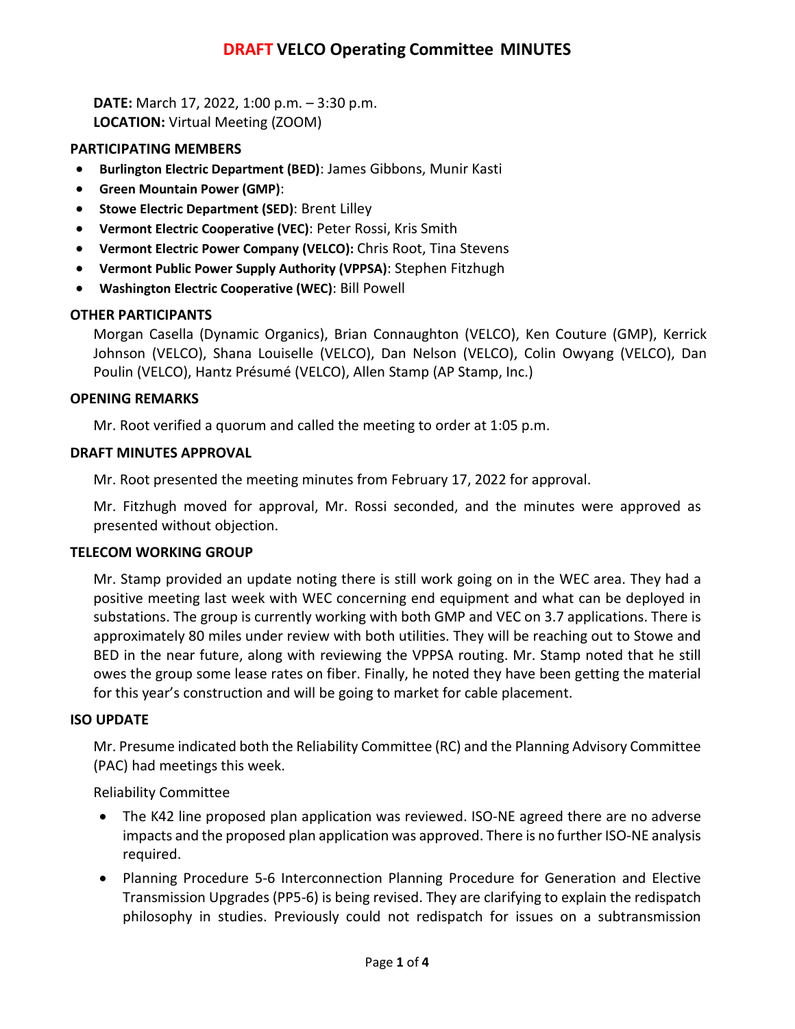# DRAFT VELCO Operating Committee MINUTES

**DATE:** March 17, 2022, 1:00 p.m. – 3:30 p.m.
**LOCATION:** Virtual Meeting (ZOOM)

## PARTICIPATING MEMBERS

- **Burlington Electric Department (BED)**: James Gibbons, Munir Kasti
- **Green Mountain Power (GMP)**:
- **Stowe Electric Department (SED)**: Brent Lilley
- **Vermont Electric Cooperative (VEC)**: Peter Rossi, Kris Smith
- **Vermont Electric Power Company (VELCO):** Chris Root, Tina Stevens
- **Vermont Public Power Supply Authority (VPPSA)**: Stephen Fitzhugh
- **Washington Electric Cooperative (WEC)**: Bill Powell

## OTHER PARTICIPANTS

Morgan Casella (Dynamic Organics), Brian Connaughton (VELCO), Ken Couture (GMP), Kerrick Johnson (VELCO), Shana Louiselle (VELCO), Dan Nelson (VELCO), Colin Owyang (VELCO), Dan Poulin (VELCO), Hantz Présumé (VELCO), Allen Stamp (AP Stamp, Inc.)

## OPENING REMARKS

Mr. Root verified a quorum and called the meeting to order at 1:05 p.m.

## DRAFT MINUTES APPROVAL

Mr. Root presented the meeting minutes from February 17, 2022 for approval.

Mr. Fitzhugh moved for approval, Mr. Rossi seconded, and the minutes were approved as presented without objection.

## TELECOM WORKING GROUP

Mr. Stamp provided an update noting there is still work going on in the WEC area. They had a positive meeting last week with WEC concerning end equipment and what can be deployed in substations. The group is currently working with both GMP and VEC on 3.7 applications. There is approximately 80 miles under review with both utilities. They will be reaching out to Stowe and BED in the near future, along with reviewing the VPPSA routing. Mr. Stamp noted that he still owes the group some lease rates on fiber. Finally, he noted they have been getting the material for this year's construction and will be going to market for cable placement.

## ISO UPDATE

Mr. Presume indicated both the Reliability Committee (RC) and the Planning Advisory Committee (PAC) had meetings this week.

Reliability Committee

- The K42 line proposed plan application was reviewed. ISO-NE agreed there are no adverse impacts and the proposed plan application was approved. There is no further ISO-NE analysis required.
- Planning Procedure 5-6 Interconnection Planning Procedure for Generation and Elective Transmission Upgrades (PP5-6) is being revised. They are clarifying to explain the redispatch philosophy in studies. Previously could not redispatch for issues on a subtransmission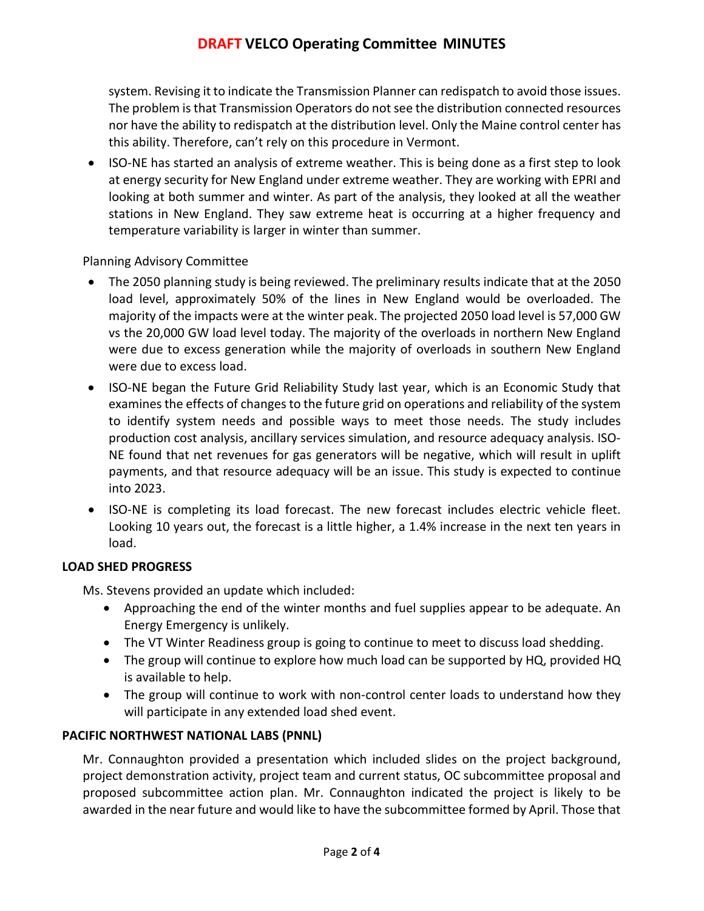system. Revising it to indicate the Transmission Planner can redispatch to avoid those issues. The problem is that Transmission Operators do not see the distribution connected resources nor have the ability to redispatch at the distribution level. Only the Maine control center has this ability. Therefore, can't rely on this procedure in Vermont.

- ISO-NE has started an analysis of extreme weather. This is being done as a first step to look at energy security for New England under extreme weather. They are working with EPRI and looking at both summer and winter. As part of the analysis, they looked at all the weather stations in New England. They saw extreme heat is occurring at a higher frequency and temperature variability is larger in winter than summer.

Planning Advisory Committee

- The 2050 planning study is being reviewed. The preliminary results indicate that at the 2050 load level, approximately 50% of the lines in New England would be overloaded. The majority of the impacts were at the winter peak. The projected 2050 load level is 57,000 GW vs the 20,000 GW load level today. The majority of the overloads in northern New England were due to excess generation while the majority of overloads in southern New England were due to excess load.
- ISO-NE began the Future Grid Reliability Study last year, which is an Economic Study that examines the effects of changes to the future grid on operations and reliability of the system to identify system needs and possible ways to meet those needs. The study includes production cost analysis, ancillary services simulation, and resource adequacy analysis. ISO-NE found that net revenues for gas generators will be negative, which will result in uplift payments, and that resource adequacy will be an issue. This study is expected to continue into 2023.
- ISO-NE is completing its load forecast. The new forecast includes electric vehicle fleet. Looking 10 years out, the forecast is a little higher, a 1.4% increase in the next ten years in load.

**LOAD SHED PROGRESS**

Ms. Stevens provided an update which included:

- Approaching the end of the winter months and fuel supplies appear to be adequate. An Energy Emergency is unlikely.
- The VT Winter Readiness group is going to continue to meet to discuss load shedding.
- The group will continue to explore how much load can be supported by HQ, provided HQ is available to help.
- The group will continue to work with non-control center loads to understand how they will participate in any extended load shed event.

**PACIFIC NORTHWEST NATIONAL LABS (PNNL)**

Mr. Connaughton provided a presentation which included slides on the project background, project demonstration activity, project team and current status, OC subcommittee proposal and proposed subcommittee action plan. Mr. Connaughton indicated the project is likely to be awarded in the near future and would like to have the subcommittee formed by April. Those that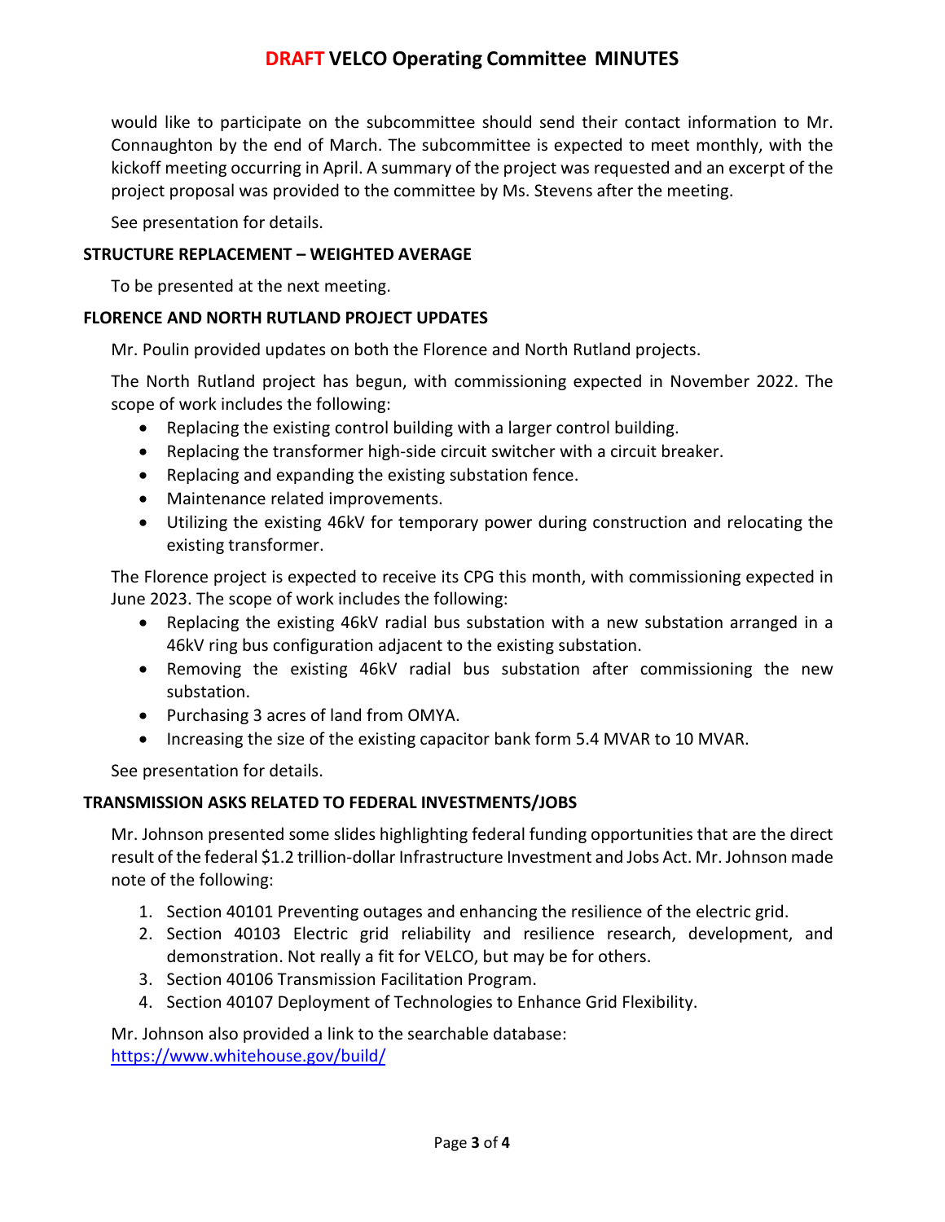would like to participate on the subcommittee should send their contact information to Mr. Connaughton by the end of March. The subcommittee is expected to meet monthly, with the kickoff meeting occurring in April. A summary of the project was requested and an excerpt of the project proposal was provided to the committee by Ms. Stevens after the meeting.

See presentation for details.

**STRUCTURE REPLACEMENT – WEIGHTED AVERAGE**

To be presented at the next meeting.

**FLORENCE AND NORTH RUTLAND PROJECT UPDATES**

Mr. Poulin provided updates on both the Florence and North Rutland projects.

The North Rutland project has begun, with commissioning expected in November 2022. The scope of work includes the following:

- Replacing the existing control building with a larger control building.
- Replacing the transformer high-side circuit switcher with a circuit breaker.
- Replacing and expanding the existing substation fence.
- Maintenance related improvements.
- Utilizing the existing 46kV for temporary power during construction and relocating the existing transformer.

The Florence project is expected to receive its CPG this month, with commissioning expected in June 2023. The scope of work includes the following:

- Replacing the existing 46kV radial bus substation with a new substation arranged in a 46kV ring bus configuration adjacent to the existing substation.
- Removing the existing 46kV radial bus substation after commissioning the new substation.
- Purchasing 3 acres of land from OMYA.
- Increasing the size of the existing capacitor bank form 5.4 MVAR to 10 MVAR.

See presentation for details.

**TRANSMISSION ASKS RELATED TO FEDERAL INVESTMENTS/JOBS**

Mr. Johnson presented some slides highlighting federal funding opportunities that are the direct result of the federal $1.2 trillion-dollar Infrastructure Investment and Jobs Act. Mr. Johnson made note of the following:

1. Section 40101 Preventing outages and enhancing the resilience of the electric grid.
2. Section 40103 Electric grid reliability and resilience research, development, and demonstration. Not really a fit for VELCO, but may be for others.
3. Section 40106 Transmission Facilitation Program.
4. Section 40107 Deployment of Technologies to Enhance Grid Flexibility.

Mr. Johnson also provided a link to the searchable database:
https://www.whitehouse.gov/build/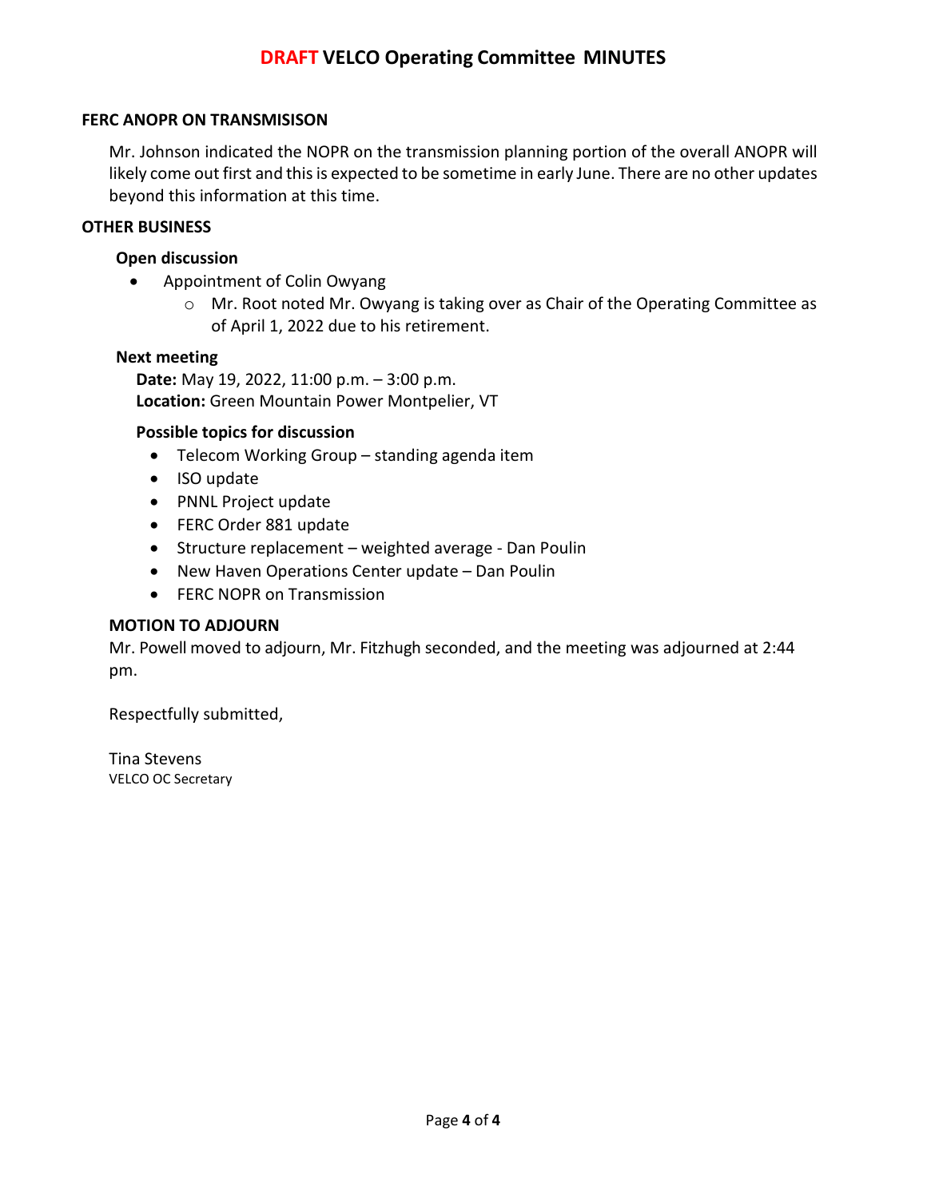# DRAFT VELCO Operating Committee MINUTES

### FERC ANOPR ON TRANSMISISON

Mr. Johnson indicated the NOPR on the transmission planning portion of the overall ANOPR will likely come out first and this is expected to be sometime in early June. There are no other updates beyond this information at this time.

### OTHER BUSINESS

**Open discussion**

- Appointment of Colin Owyang
  - Mr. Root noted Mr. Owyang is taking over as Chair of the Operating Committee as of April 1, 2022 due to his retirement.

**Next meeting**

**Date:** May 19, 2022, 11:00 p.m. – 3:00 p.m.
**Location:** Green Mountain Power Montpelier, VT

**Possible topics for discussion**

- Telecom Working Group – standing agenda item
- ISO update
- PNNL Project update
- FERC Order 881 update
- Structure replacement – weighted average - Dan Poulin
- New Haven Operations Center update – Dan Poulin
- FERC NOPR on Transmission

**MOTION TO ADJOURN**

Mr. Powell moved to adjourn, Mr. Fitzhugh seconded, and the meeting was adjourned at 2:44 pm.

Respectfully submitted,

Tina Stevens
VELCO OC Secretary